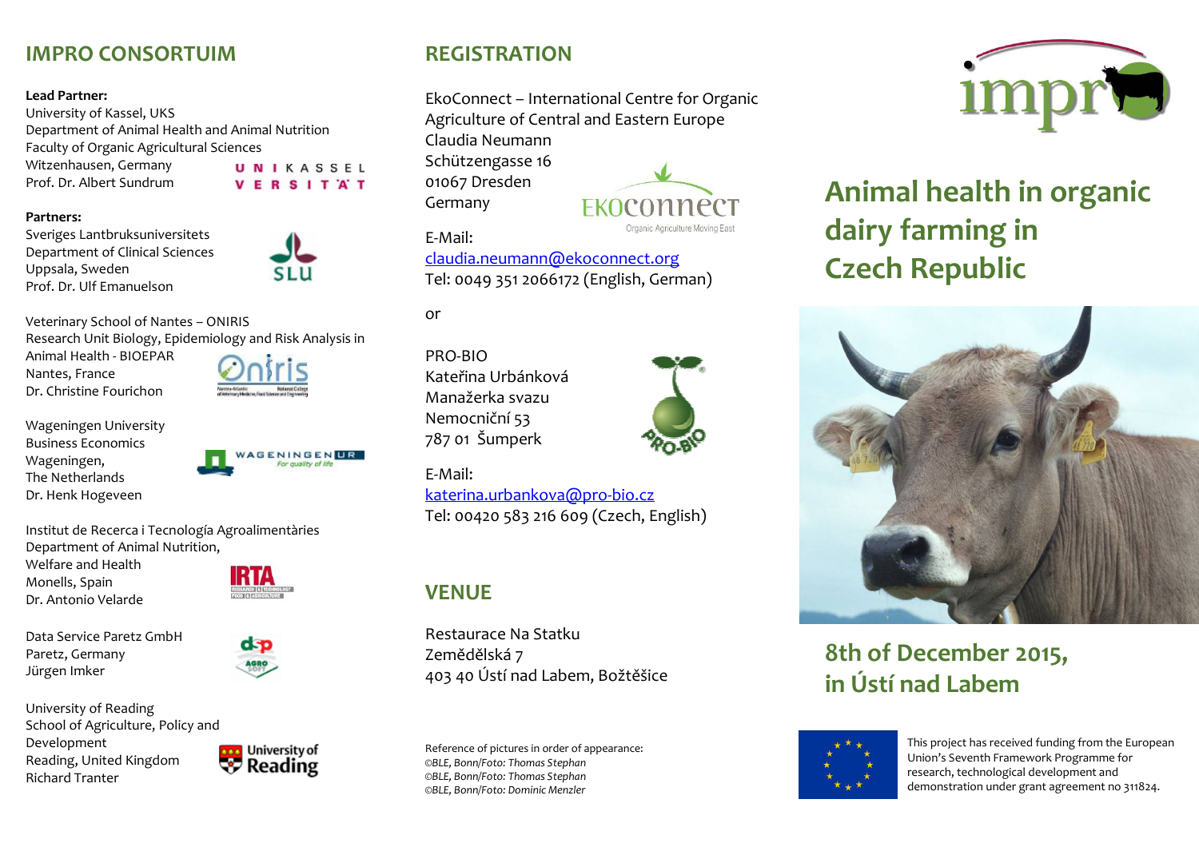## IMPRO CONSORTUIM

**Lead Partner:**
University of Kassel, UKS
Department of Animal Health and Animal Nutrition
Faculty of Organic Agricultural Sciences
Witzenhausen, Germany
Prof. Dr. Albert Sundrum

**Partners:**
Sveriges Lantbruksuniversitets
Department of Clinical Sciences
Uppsala, Sweden
Prof. Dr. Ulf Emanuelson

Veterinary School of Nantes – ONIRIS
Research Unit Biology, Epidemiology and Risk Analysis in Animal Health - BIOEPAR
Nantes, France
Dr. Christine Fourichon

Wageningen University
Business Economics
Wageningen,
The Netherlands
Dr. Henk Hogeveen

Institut de Recerca i Tecnología Agroalimentàries
Department of Animal Nutrition,
Welfare and Health
Monells, Spain
Dr. Antonio Velarde

Data Service Paretz GmbH
Paretz, Germany
Jürgen Imker

University of Reading
School of Agriculture, Policy and Development
Reading, United Kingdom
Richard Tranter

## REGISTRATION

EkoConnect – International Centre for Organic Agriculture of Central and Eastern Europe
Claudia Neumann
Schützengasse 16
01067 Dresden
Germany

E-Mail:
claudia.neumann@ekoconnect.org
Tel: 0049 351 2066172 (English, German)

or

PRO-BIO
Kateřina Urbánková
Manažerka svazu
Nemocniční 53
787 01 Šumperk

E-Mail:
katerina.urbankova@pro-bio.cz
Tel: 00420 583 216 609 (Czech, English)

## VENUE

Restaurace Na Statku
Zemědělská 7
403 40 Ústí nad Labem, Božtěšice

Reference of pictures in order of appearance:
*©BLE, Bonn/Foto: Thomas Stephan*
*©BLE, Bonn/Foto: Thomas Stephan*
*©BLE, Bonn/Foto: Dominic Menzler*

# Animal health in organic dairy farming in Czech Republic

## 8th of December 2015, in Ústí nad Labem

This project has received funding from the European Union's Seventh Framework Programme for research, technological development and demonstration under grant agreement no 311824.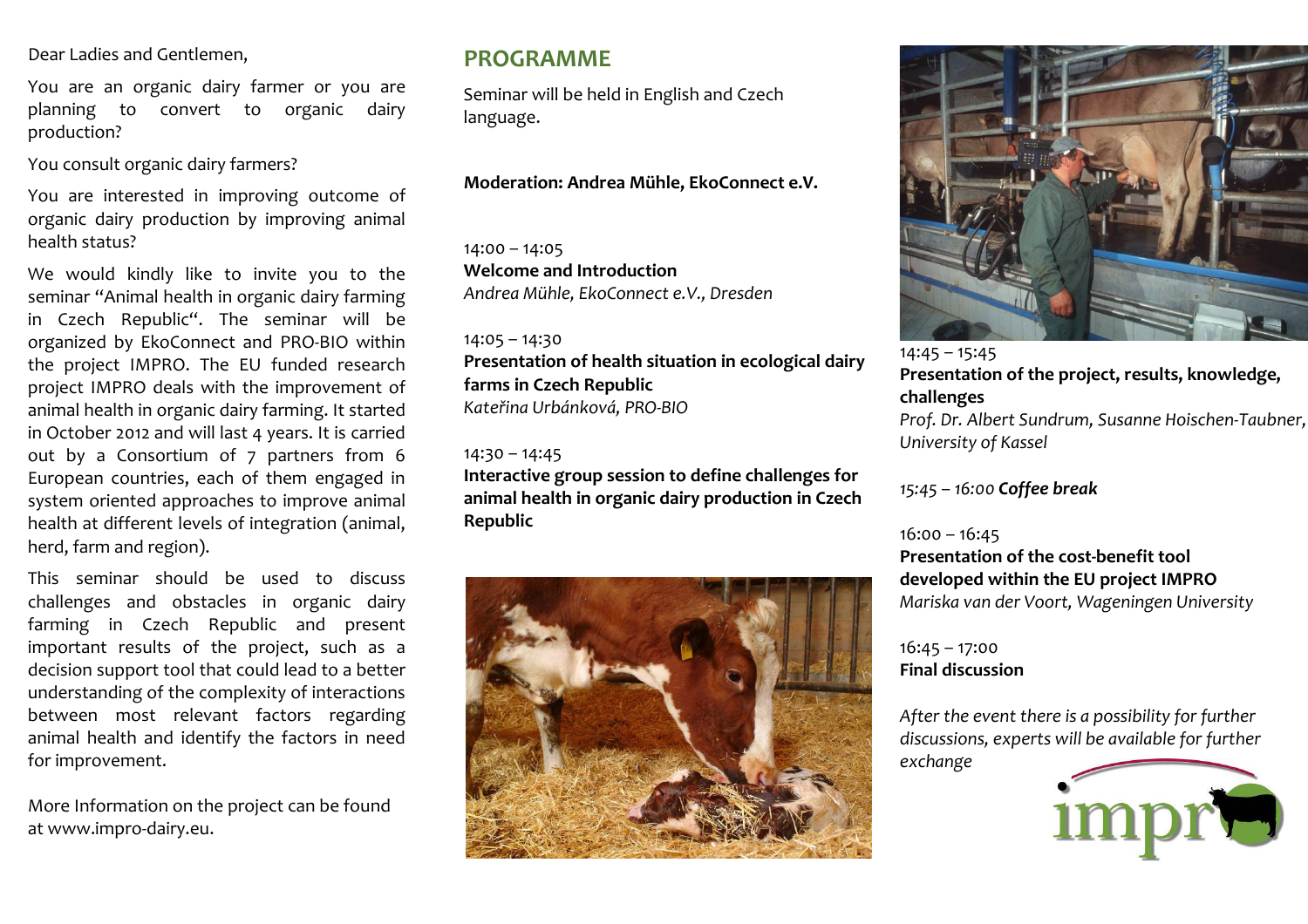Dear Ladies and Gentlemen,

You are an organic dairy farmer or you are planning to convert to organic dairy production?

You consult organic dairy farmers?

You are interested in improving outcome of organic dairy production by improving animal health status?

We would kindly like to invite you to the seminar "Animal health in organic dairy farming in Czech Republic". The seminar will be organized by EkoConnect and PRO-BIO within the project IMPRO. The EU funded research project IMPRO deals with the improvement of animal health in organic dairy farming. It started in October 2012 and will last 4 years. It is carried out by a Consortium of 7 partners from 6 European countries, each of them engaged in system oriented approaches to improve animal health at different levels of integration (animal, herd, farm and region).

This seminar should be used to discuss challenges and obstacles in organic dairy farming in Czech Republic and present important results of the project, such as a decision support tool that could lead to a better understanding of the complexity of interactions between most relevant factors regarding animal health and identify the factors in need for improvement.

More Information on the project can be found at www.impro-dairy.eu.

## PROGRAMME

Seminar will be held in English and Czech language.

**Moderation: Andrea Mühle, EkoConnect e.V.**

14:00 – 14:05
**Welcome and Introduction**
*Andrea Mühle, EkoConnect e.V., Dresden*

14:05 – 14:30
**Presentation of health situation in ecological dairy farms in Czech Republic**
*Kateřina Urbánková, PRO-BIO*

14:30 – 14:45
**Interactive group session to define challenges for animal health in organic dairy production in Czech Republic**

14:45 – 15:45
**Presentation of the project, results, knowledge, challenges**
*Prof. Dr. Albert Sundrum, Susanne Hoischen-Taubner, University of Kassel*

*15:45 – 16:00* ***Coffee break***

16:00 – 16:45
**Presentation of the cost-benefit tool developed within the EU project IMPRO**
*Mariska van der Voort, Wageningen University*

16:45 – 17:00
**Final discussion**

*After the event there is a possibility for further discussions, experts will be available for further exchange*

impro